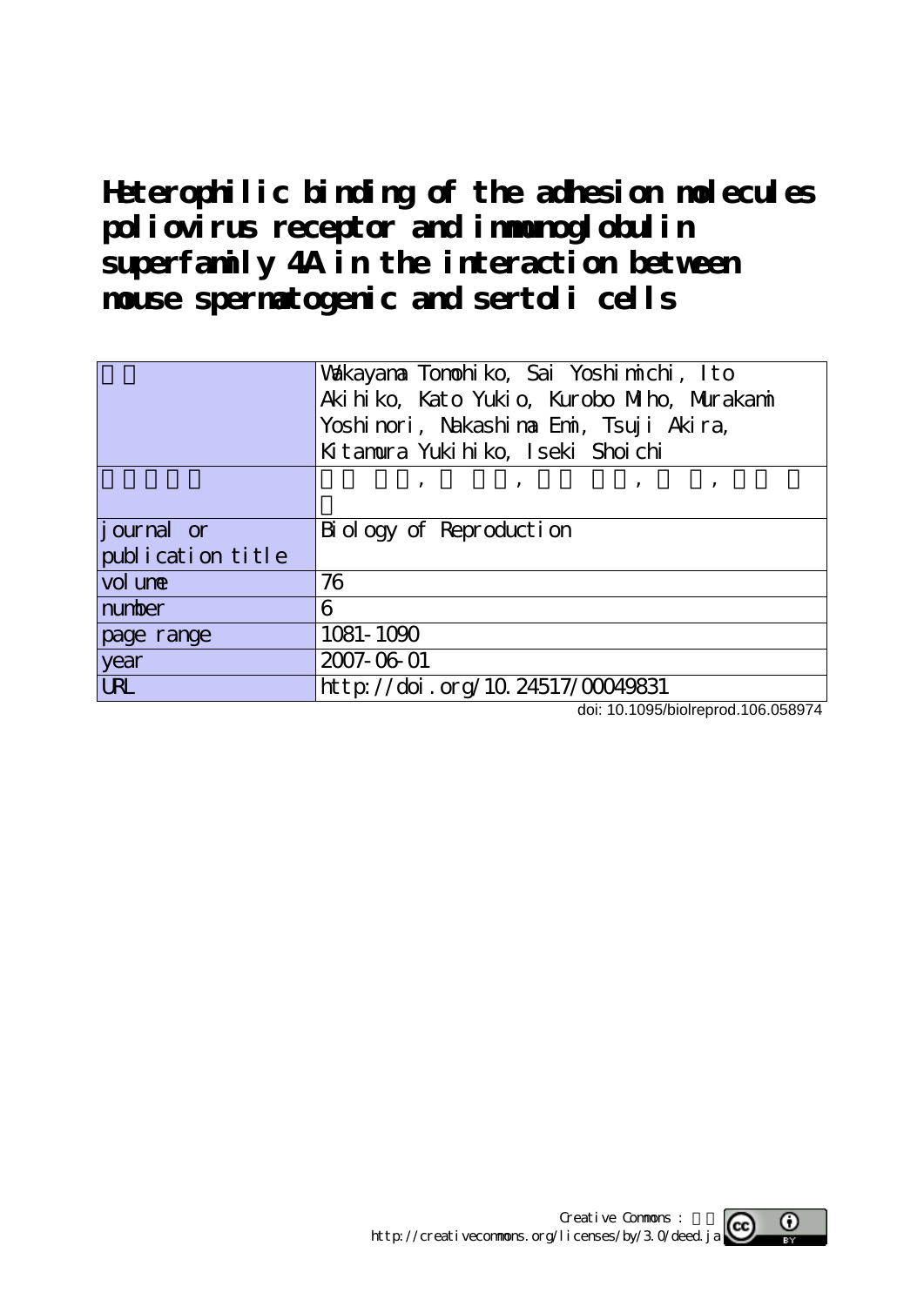# Heterophilic binding of the adhesion molecules poliovirus receptor and immunoglobulin superfamily 4A in the interaction between mouse spermatogenic and sertoli cells

| | |
|---|---|
| | Wakayama Tomohiko, Sai Yoshimichi, Ito Akihiko, Kato Yukio, Kurobo Miho, Murakami Yoshinori, Nakashima Emi, Tsuji Akira, Kitamura Yukihiko, Iseki Shoichi |
| | , , , , |
| journal or publication title | Biology of Reproduction |
| volume | 76 |
| number | 6 |
| page range | 1081-1090 |
| year | 2007-06-01 |
| URL | http://doi.org/10.24517/00049831 |

doi: 10.1095/biolreprod.106.058974

Creative Commons :
http://creativecommons.org/licenses/by/3.0/deed.ja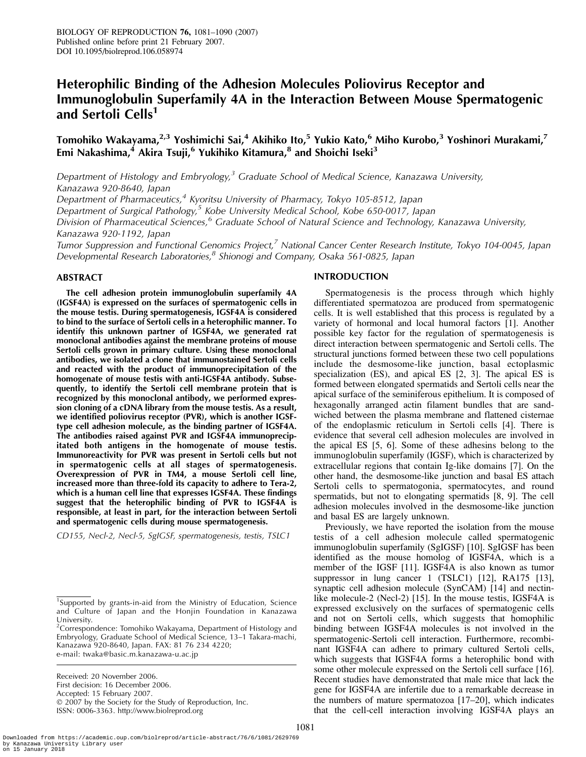BIOLOGY OF REPRODUCTION **76**, 1081–1090 (2007)
Published online before print 21 February 2007.
DOI 10.1095/biolreprod.106.058974

# Heterophilic Binding of the Adhesion Molecules Poliovirus Receptor and Immunoglobulin Superfamily 4A in the Interaction Between Mouse Spermatogenic and Sertoli Cells[1]

**Tomohiko Wakayama,[2,3] Yoshimichi Sai,[4] Akihiko Ito,[5] Yukio Kato,[6] Miho Kurobo,[3] Yoshinori Murakami,[7] Emi Nakashima,[4] Akira Tsuji,[6] Yukihiko Kitamura,[8] and Shoichi Iseki[3]**

*Department of Histology and Embryology,[3] Graduate School of Medical Science, Kanazawa University, Kanazawa 920-8640, Japan*
*Department of Pharmaceutics,[4] Kyoritsu University of Pharmacy, Tokyo 105-8512, Japan*
*Department of Surgical Pathology,[5] Kobe University Medical School, Kobe 650-0017, Japan*
*Division of Pharmaceutical Sciences,[6] Graduate School of Natural Science and Technology, Kanazawa University, Kanazawa 920-1192, Japan*
*Tumor Suppression and Functional Genomics Project,[7] National Cancer Center Research Institute, Tokyo 104-0045, Japan*
*Developmental Research Laboratories,[8] Shionogi and Company, Osaka 561-0825, Japan*

## ABSTRACT

**The cell adhesion protein immunoglobulin superfamily 4A (IGSF4A) is expressed on the surfaces of spermatogenic cells in the mouse testis. During spermatogenesis, IGSF4A is considered to bind to the surface of Sertoli cells in a heterophilic manner. To identify this unknown partner of IGSF4A, we generated rat monoclonal antibodies against the membrane proteins of mouse Sertoli cells grown in primary culture. Using these monoclonal antibodies, we isolated a clone that immunostained Sertoli cells and reacted with the product of immunoprecipitation of the homogenate of mouse testis with anti-IGSF4A antibody. Subsequently, to identify the Sertoli cell membrane protein that is recognized by this monoclonal antibody, we performed expression cloning of a cDNA library from the mouse testis. As a result, we identified poliovirus receptor (PVR), which is another IGSF-type cell adhesion molecule, as the binding partner of IGSF4A. The antibodies raised against PVR and IGSF4A immunoprecipitated both antigens in the homogenate of mouse testis. Immunoreactivity for PVR was present in Sertoli cells but not in spermatogenic cells at all stages of spermatogenesis. Overexpression of PVR in TM4, a mouse Sertoli cell line, increased more than three-fold its capacity to adhere to Tera-2, which is a human cell line that expresses IGSF4A. These findings suggest that the heterophilic binding of PVR to IGSF4A is responsible, at least in part, for the interaction between Sertoli and spermatogenic cells during mouse spermatogenesis.**

*CD155, Necl-2, Necl-5, SgIGSF, spermatogenesis, testis, TSLC1*

## INTRODUCTION

Spermatogenesis is the process through which highly differentiated spermatozoa are produced from spermatogenic cells. It is well established that this process is regulated by a variety of hormonal and local humoral factors [1]. Another possible key factor for the regulation of spermatogenesis is direct interaction between spermatogenic and Sertoli cells. The structural junctions formed between these two cell populations include the desmosome-like junction, basal ectoplasmic specialization (ES), and apical ES [2, 3]. The apical ES is formed between elongated spermatids and Sertoli cells near the apical surface of the seminiferous epithelium. It is composed of hexagonally arranged actin filament bundles that are sandwiched between the plasma membrane and flattened cisternae of the endoplasmic reticulum in Sertoli cells [4]. There is evidence that several cell adhesion molecules are involved in the apical ES [5, 6]. Some of these adhesins belong to the immunoglobulin superfamily (IGSF), which is characterized by extracellular regions that contain Ig-like domains [7]. On the other hand, the desmosome-like junction and basal ES attach Sertoli cells to spermatogonia, spermatocytes, and round spermatids, but not to elongating spermatids [8, 9]. The cell adhesion molecules involved in the desmosome-like junction and basal ES are largely unknown.

Previously, we have reported the isolation from the mouse testis of a cell adhesion molecule called spermatogenic immunoglobulin superfamily (SgIGSF) [10]. SgIGSF has been identified as the mouse homolog of IGSF4A, which is a member of the IGSF [11]. IGSF4A is also known as tumor suppressor in lung cancer 1 (TSLC1) [12], RA175 [13], synaptic cell adhesion molecule (SynCAM) [14] and nectin-like molecule-2 (Necl-2) [15]. In the mouse testis, IGSF4A is expressed exclusively on the surfaces of spermatogenic cells and not on Sertoli cells, which suggests that homophilic binding between IGSF4A molecules is not involved in the spermatogenic-Sertoli cell interaction. Furthermore, recombinant IGSF4A can adhere to primary cultured Sertoli cells, which suggests that IGSF4A forms a heterophilic bond with some other molecule expressed on the Sertoli cell surface [16]. Recent studies have demonstrated that male mice that lack the gene for IGSF4A are infertile due to a remarkable decrease in the numbers of mature spermatozoa [17–20], which indicates that the cell-cell interaction involving IGSF4A plays an

---

[1]Supported by grants-in-aid from the Ministry of Education, Science and Culture of Japan and the Honjin Foundation in Kanazawa University.
[2]Correspondence: Tomohiko Wakayama, Department of Histology and Embryology, Graduate School of Medical Science, 13–1 Takara-machi, Kanazawa 920-8640, Japan. FAX: 81 76 234 4220; e-mail: twaka@basic.m.kanazawa-u.ac.jp

Received: 20 November 2006.
First decision: 16 December 2006.
Accepted: 15 February 2007.
© 2007 by the Society for the Study of Reproduction, Inc.
ISSN: 0006-3363. http://www.biolreprod.org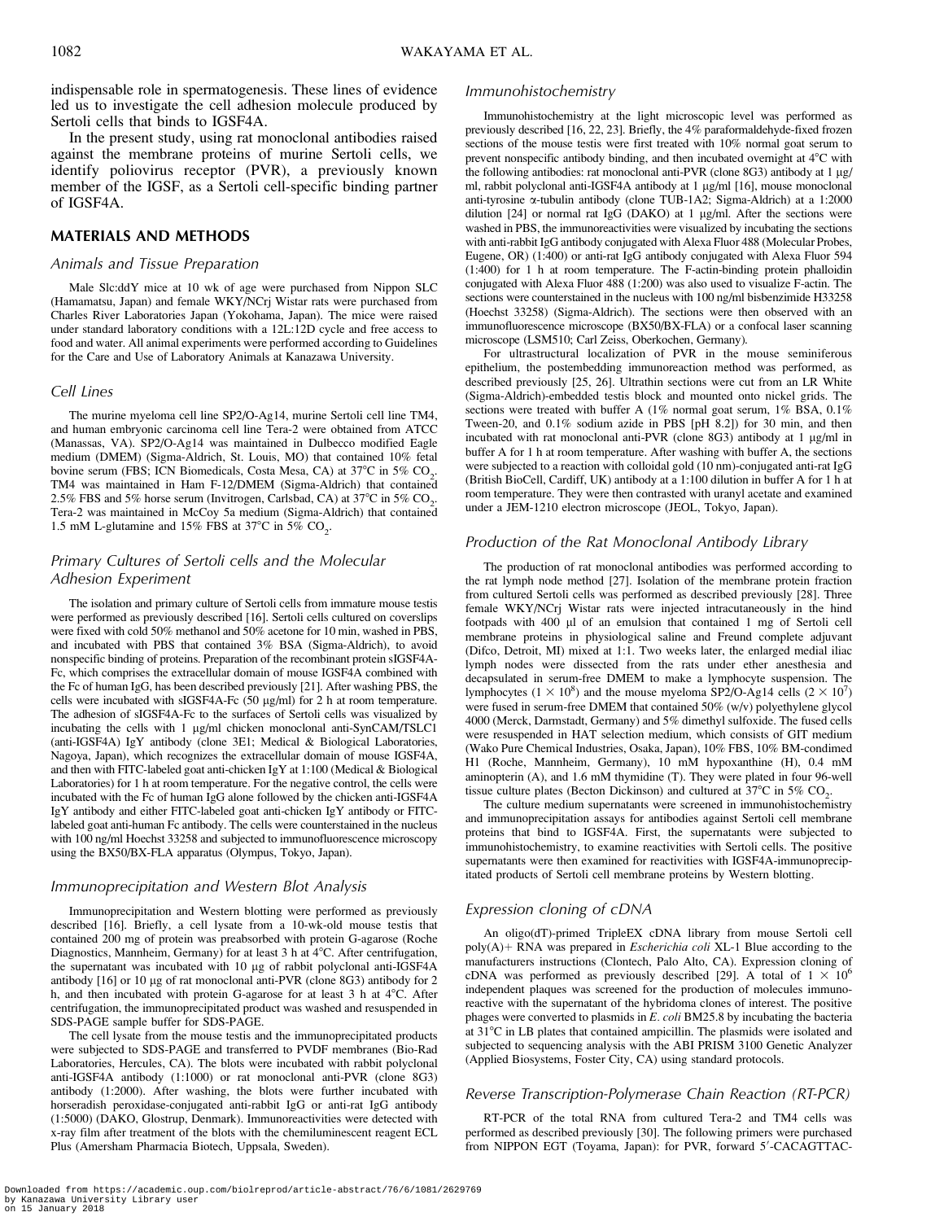indispensable role in spermatogenesis. These lines of evidence led us to investigate the cell adhesion molecule produced by Sertoli cells that binds to IGSF4A.

In the present study, using rat monoclonal antibodies raised against the membrane proteins of murine Sertoli cells, we identify poliovirus receptor (PVR), a previously known member of the IGSF, as a Sertoli cell-specific binding partner of IGSF4A.

## MATERIALS AND METHODS

### Animals and Tissue Preparation

Male Slc:ddY mice at 10 wk of age were purchased from Nippon SLC (Hamamatsu, Japan) and female WKY/NCrj Wistar rats were purchased from Charles River Laboratories Japan (Yokohama, Japan). The mice were raised under standard laboratory conditions with a 12L:12D cycle and free access to food and water. All animal experiments were performed according to Guidelines for the Care and Use of Laboratory Animals at Kanazawa University.

### Cell Lines

The murine myeloma cell line SP2/O-Ag14, murine Sertoli cell line TM4, and human embryonic carcinoma cell line Tera-2 were obtained from ATCC (Manassas, VA). SP2/O-Ag14 was maintained in Dulbecco modified Eagle medium (DMEM) (Sigma-Aldrich, St. Louis, MO) that contained 10% fetal bovine serum (FBS; ICN Biomedicals, Costa Mesa, CA) at 37°C in 5% $CO_2$. TM4 was maintained in Ham F-12/DMEM (Sigma-Aldrich) that contained 2.5% FBS and 5% horse serum (Invitrogen, Carlsbad, CA) at 37°C in 5% $CO_2$. Tera-2 was maintained in McCoy 5a medium (Sigma-Aldrich) that contained 1.5 mM L-glutamine and 15% FBS at 37°C in 5% $CO_2$.

### Primary Cultures of Sertoli cells and the Molecular Adhesion Experiment

The isolation and primary culture of Sertoli cells from immature mouse testis were performed as previously described [16]. Sertoli cells cultured on coverslips were fixed with cold 50% methanol and 50% acetone for 10 min, washed in PBS, and incubated with PBS that contained 3% BSA (Sigma-Aldrich), to avoid nonspecific binding of proteins. Preparation of the recombinant protein sIGSF4A-Fc, which comprises the extracellular domain of mouse IGSF4A combined with the Fc of human IgG, has been described previously [21]. After washing PBS, the cells were incubated with sIGSF4A-Fc (50 μg/ml) for 2 h at room temperature. The adhesion of sIGSF4A-Fc to the surfaces of Sertoli cells was visualized by incubating the cells with 1 μg/ml chicken monoclonal anti-SynCAM/TSLC1 (anti-IGSF4A) IgY antibody (clone 3E1; Medical & Biological Laboratories, Nagoya, Japan), which recognizes the extracellular domain of mouse IGSF4A, and then with FITC-labeled goat anti-chicken IgY at 1:100 (Medical & Biological Laboratories) for 1 h at room temperature. For the negative control, the cells were incubated with the Fc of human IgG alone followed by the chicken anti-IGSF4A IgY antibody and either FITC-labeled goat anti-chicken IgY antibody or FITC-labeled goat anti-human Fc antibody. The cells were counterstained in the nucleus with 100 ng/ml Hoechst 33258 and subjected to immunofluorescence microscopy using the BX50/BX-FLA apparatus (Olympus, Tokyo, Japan).

### Immunoprecipitation and Western Blot Analysis

Immunoprecipitation and Western blotting were performed as previously described [16]. Briefly, a cell lysate from a 10-wk-old mouse testis that contained 200 mg of protein was preabsorbed with protein G-agarose (Roche Diagnostics, Mannheim, Germany) for at least 3 h at 4°C. After centrifugation, the supernatant was incubated with 10 μg of rabbit polyclonal anti-IGSF4A antibody [16] or 10 μg of rat monoclonal anti-PVR (clone 8G3) antibody for 2 h, and then incubated with protein G-agarose for at least 3 h at 4°C. After centrifugation, the immunoprecipitated product was washed and resuspended in SDS-PAGE sample buffer for SDS-PAGE.

The cell lysate from the mouse testis and the immunoprecipitated products were subjected to SDS-PAGE and transferred to PVDF membranes (Bio-Rad Laboratories, Hercules, CA). The blots were incubated with rabbit polyclonal anti-IGSF4A antibody (1:1000) or rat monoclonal anti-PVR (clone 8G3) antibody (1:2000). After washing, the blots were further incubated with horseradish peroxidase-conjugated anti-rabbit IgG or anti-rat IgG antibody (1:5000) (DAKO, Glostrup, Denmark). Immunoreactivities were detected with x-ray film after treatment of the blots with the chemiluminescent reagent ECL Plus (Amersham Pharmacia Biotech, Uppsala, Sweden).

### Immunohistochemistry

Immunohistochemistry at the light microscopic level was performed as previously described [16, 22, 23]. Briefly, the 4% paraformaldehyde-fixed frozen sections of the mouse testis were first treated with 10% normal goat serum to prevent nonspecific antibody binding, and then incubated overnight at 4°C with the following antibodies: rat monoclonal anti-PVR (clone 8G3) antibody at 1 μg/ml, rabbit polyclonal anti-IGSF4A antibody at 1 μg/ml [16], mouse monoclonal anti-tyrosine α-tubulin antibody (clone TUB-1A2; Sigma-Aldrich) at a 1:2000 dilution [24] or normal rat IgG (DAKO) at 1 μg/ml. After the sections were washed in PBS, the immunoreactivities were visualized by incubating the sections with anti-rabbit IgG antibody conjugated with Alexa Fluor 488 (Molecular Probes, Eugene, OR) (1:400) or anti-rat IgG antibody conjugated with Alexa Fluor 594 (1:400) for 1 h at room temperature. The F-actin-binding protein phalloidin conjugated with Alexa Fluor 488 (1:200) was also used to visualize F-actin. The sections were counterstained in the nucleus with 100 ng/ml bisbenzimide H33258 (Hoechst 33258) (Sigma-Aldrich). The sections were then observed with an immunofluorescence microscope (BX50/BX-FLA) or a confocal laser scanning microscope (LSM510; Carl Zeiss, Oberkochen, Germany).

For ultrastructural localization of PVR in the mouse seminiferous epithelium, the postembedding immunoreaction method was performed, as described previously [25, 26]. Ultrathin sections were cut from an LR White (Sigma-Aldrich)-embedded testis block and mounted onto nickel grids. The sections were treated with buffer A (1% normal goat serum, 1% BSA, 0.1% Tween-20, and 0.1% sodium azide in PBS [pH 8.2]) for 30 min, and then incubated with rat monoclonal anti-PVR (clone 8G3) antibody at 1 μg/ml in buffer A for 1 h at room temperature. After washing with buffer A, the sections were subjected to a reaction with colloidal gold (10 nm)-conjugated anti-rat IgG (British BioCell, Cardiff, UK) antibody at a 1:100 dilution in buffer A for 1 h at room temperature. They were then contrasted with uranyl acetate and examined under a JEM-1210 electron microscope (JEOL, Tokyo, Japan).

### Production of the Rat Monoclonal Antibody Library

The production of rat monoclonal antibodies was performed according to the rat lymph node method [27]. Isolation of the membrane protein fraction from cultured Sertoli cells was performed as described previously [28]. Three female WKY/NCrj Wistar rats were injected intracutaneously in the hind footpads with 400 μl of an emulsion that contained 1 mg of Sertoli cell membrane proteins in physiological saline and Freund complete adjuvant (Difco, Detroit, MI) mixed at 1:1. Two weeks later, the enlarged medial iliac lymph nodes were dissected from the rats under ether anesthesia and decapsulated in serum-free DMEM to make a lymphocyte suspension. The lymphocytes ($1 \times 10^8$) and the mouse myeloma SP2/O-Ag14 cells ($2 \times 10^7$) were fused in serum-free DMEM that contained 50% (w/v) polyethylene glycol 4000 (Merck, Darmstadt, Germany) and 5% dimethyl sulfoxide. The fused cells were resuspended in HAT selection medium, which consists of GIT medium (Wako Pure Chemical Industries, Osaka, Japan), 10% FBS, 10% BM-condimed H1 (Roche, Mannheim, Germany), 10 mM hypoxanthine (H), 0.4 mM aminopterin (A), and 1.6 mM thymidine (T). They were plated in four 96-well tissue culture plates (Becton Dickinson) and cultured at 37°C in 5% $CO_2$.

The culture medium supernatants were screened in immunohistochemistry and immunoprecipitation assays for antibodies against Sertoli cell membrane proteins that bind to IGSF4A. First, the supernatants were subjected to immunohistochemistry, to examine reactivities with Sertoli cells. The positive supernatants were then examined for reactivities with IGSF4A-immunoprecipitated products of Sertoli cell membrane proteins by Western blotting.

### Expression cloning of cDNA

An oligo(dT)-primed TripleEX cDNA library from mouse Sertoli cell poly(A)+ RNA was prepared in *Escherichia coli* XL-1 Blue according to the manufacturers instructions (Clontech, Palo Alto, CA). Expression cloning of cDNA was performed as previously described [29]. A total of $1 \times 10^6$ independent plaques was screened for the production of molecules immunoreactive with the supernatant of the hybridoma clones of interest. The positive phages were converted to plasmids in *E. coli* BM25.8 by incubating the bacteria at 31°C in LB plates that contained ampicillin. The plasmids were isolated and subjected to sequencing analysis with the ABI PRISM 3100 Genetic Analyzer (Applied Biosystems, Foster City, CA) using standard protocols.

### Reverse Transcription-Polymerase Chain Reaction (RT-PCR)

RT-PCR of the total RNA from cultured Tera-2 and TM4 cells was performed as described previously [30]. The following primers were purchased from NIPPON EGT (Toyama, Japan): for PVR, forward 5′-CACAGTTAC-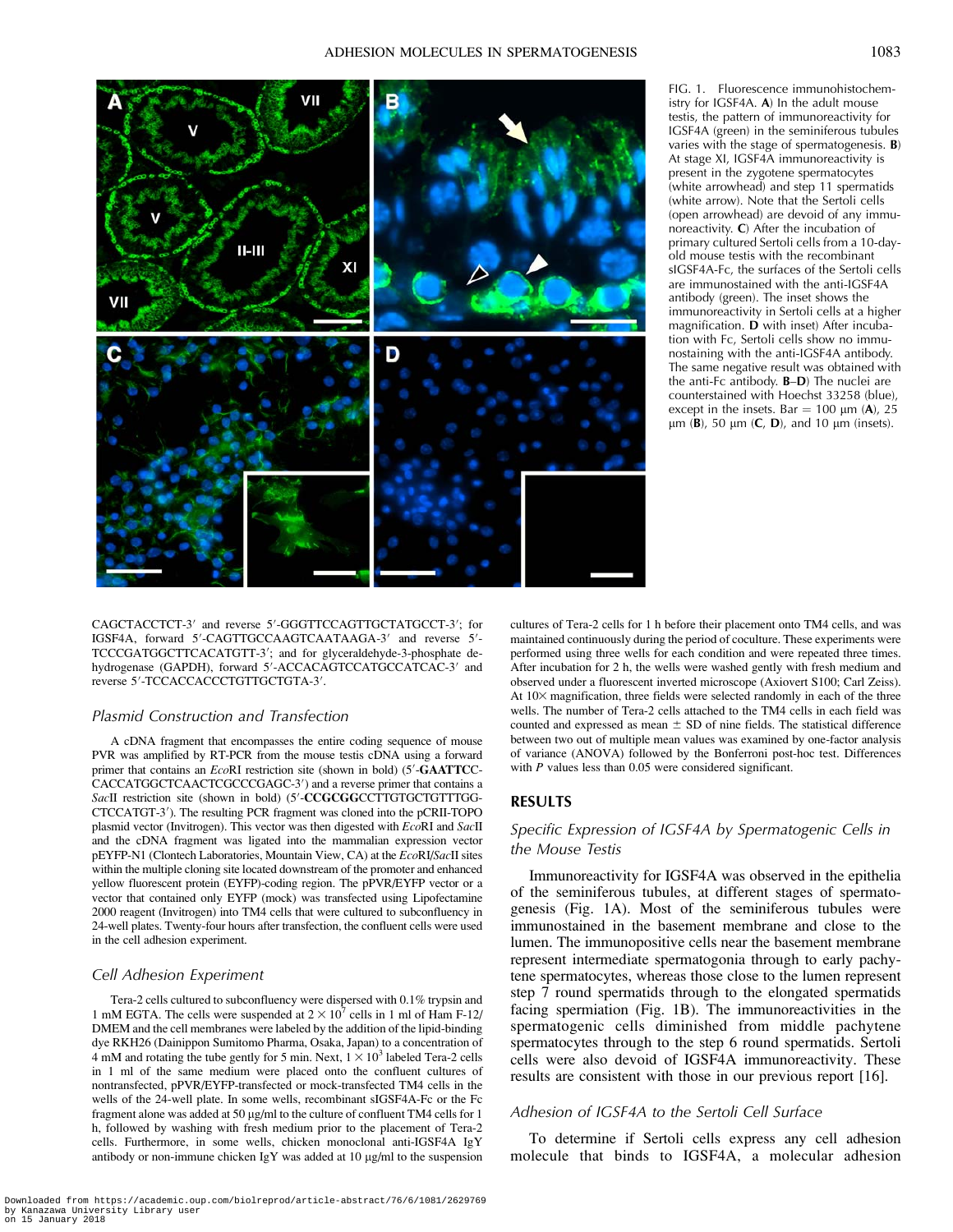FIG. 1. Fluorescence immunohistochemistry for IGSF4A. **A**) In the adult mouse testis, the pattern of immunoreactivity for IGSF4A (green) in the seminiferous tubules varies with the stage of spermatogenesis. **B**) At stage XI, IGSF4A immunoreactivity is present in the zygotene spermatocytes (white arrowhead) and step 11 spermatids (white arrow). Note that the Sertoli cells (open arrowhead) are devoid of any immunoreactivity. **C**) After the incubation of primary cultured Sertoli cells from a 10-day-old mouse testis with the recombinant sIGSF4A-Fc, the surfaces of the Sertoli cells are immunostained with the anti-IGSF4A antibody (green). The inset shows the immunoreactivity in Sertoli cells at a higher magnification. **D** with inset) After incubation with Fc, Sertoli cells show no immunostaining with the anti-IGSF4A antibody. The same negative result was obtained with the anti-Fc antibody. **B**–**D**) The nuclei are counterstained with Hoechst 33258 (blue), except in the insets. Bar = 100 µm (**A**), 25 µm (**B**), 50 µm (**C**, **D**), and 10 µm (insets).

CAGCTACCTCT-3′ and reverse 5′-GGGTTCCAGTTGCTATGCCT-3′; for IGSF4A, forward 5′-CAGTTGCCAAGTCAATAAGA-3′ and reverse 5′-TCCCGATGGCTTCACATGTT-3′; and for glyceraldehyde-3-phosphate dehydrogenase (GAPDH), forward 5′-ACCACAGTCCATGCCATCAC-3′ and reverse 5′-TCCACCACCCTGTTGCTGTA-3′.

### Plasmid Construction and Transfection

A cDNA fragment that encompasses the entire coding sequence of mouse PVR was amplified by RT-PCR from the mouse testis cDNA using a forward primer that contains an *Eco*RI restriction site (shown in bold) (5′-**GAATTC**CCACCATGGCTCAACTCGCCCGAGC-3′) and a reverse primer that contains a *Sac*II restriction site (shown in bold) (5′-**CCGCGG**CCTTGTGCTGTTTGGCTCCATGT-3′). The resulting PCR fragment was cloned into the pCRII-TOPO plasmid vector (Invitrogen). This vector was then digested with *Eco*RI and *Sac*II and the cDNA fragment was ligated into the mammalian expression vector pEYFP-N1 (Clontech Laboratories, Mountain View, CA) at the *Eco*RI/*Sac*II sites within the multiple cloning site located downstream of the promoter and enhanced yellow fluorescent protein (EYFP)-coding region. The pPVR/EYFP vector or a vector that contained only EYFP (mock) was transfected using Lipofectamine 2000 reagent (Invitrogen) into TM4 cells that were cultured to subconfluency in 24-well plates. Twenty-four hours after transfection, the confluent cells were used in the cell adhesion experiment.

### Cell Adhesion Experiment

Tera-2 cells cultured to subconfluency were dispersed with 0.1% trypsin and 1 mM EGTA. The cells were suspended at $2 \times 10^7$ cells in 1 ml of Ham F-12/DMEM and the cell membranes were labeled by the addition of the lipid-binding dye RKH26 (Dainippon Sumitomo Pharma, Osaka, Japan) to a concentration of 4 mM and rotating the tube gently for 5 min. Next, $1 \times 10^3$ labeled Tera-2 cells in 1 ml of the same medium were placed onto the confluent cultures of nontransfected, pPVR/EYFP-transfected or mock-transfected TM4 cells in the wells of the 24-well plate. In some wells, recombinant sIGSF4A-Fc or the Fc fragment alone was added at 50 µg/ml to the culture of confluent TM4 cells for 1 h, followed by washing with fresh medium prior to the placement of Tera-2 cells. Furthermore, in some wells, chicken monoclonal anti-IGSF4A IgY antibody or non-immune chicken IgY was added at 10 µg/ml to the suspension cultures of Tera-2 cells for 1 h before their placement onto TM4 cells, and was maintained continuously during the period of coculture. These experiments were performed using three wells for each condition and were repeated three times. After incubation for 2 h, the wells were washed gently with fresh medium and observed under a fluorescent inverted microscope (Axiovert S100; Carl Zeiss). At 10× magnification, three fields were selected randomly in each of the three wells. The number of Tera-2 cells attached to the TM4 cells in each field was counted and expressed as mean ± SD of nine fields. The statistical difference between two out of multiple mean values was examined by one-factor analysis of variance (ANOVA) followed by the Bonferroni post-hoc test. Differences with $P$ values less than 0.05 were considered significant.

## RESULTS

### Specific Expression of IGSF4A by Spermatogenic Cells in the Mouse Testis

Immunoreactivity for IGSF4A was observed in the epithelia of the seminiferous tubules, at different stages of spermatogenesis (Fig. 1A). Most of the seminiferous tubules were immunostained in the basement membrane and close to the lumen. The immunopositive cells near the basement membrane represent intermediate spermatogonia through to early pachytene spermatocytes, whereas those close to the lumen represent step 7 round spermatids through to the elongated spermatids facing spermiation (Fig. 1B). The immunoreactivities in the spermatogenic cells diminished from middle pachytene spermatocytes through to the step 6 round spermatids. Sertoli cells were also devoid of IGSF4A immunoreactivity. These results are consistent with those in our previous report [16].

### Adhesion of IGSF4A to the Sertoli Cell Surface

To determine if Sertoli cells express any cell adhesion molecule that binds to IGSF4A, a molecular adhesion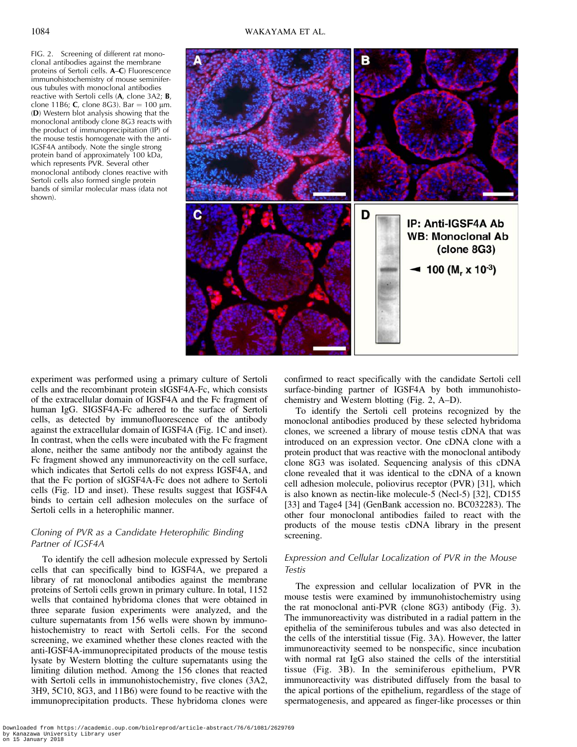FIG. 2. Screening of different rat monoclonal antibodies against the membrane proteins of Sertoli cells. **A**–**C**) Fluorescence immunohistochemistry of mouse seminiferous tubules with monoclonal antibodies reactive with Sertoli cells (**A**, clone 3A2; **B**, clone 11B6; **C**, clone 8G3). Bar = 100 μm. (**D**) Western blot analysis showing that the monoclonal antibody clone 8G3 reacts with the product of immunoprecipitation (IP) of the mouse testis homogenate with the anti-IGSF4A antibody. Note the single strong protein band of approximately 100 kDa, which represents PVR. Several other monoclonal antibody clones reactive with Sertoli cells also formed single protein bands of similar molecular mass (data not shown).

experiment was performed using a primary culture of Sertoli cells and the recombinant protein sIGSF4A-Fc, which consists of the extracellular domain of IGSF4A and the Fc fragment of human IgG. SIGSF4A-Fc adhered to the surface of Sertoli cells, as detected by immunofluorescence of the antibody against the extracellular domain of IGSF4A (Fig. 1C and inset). In contrast, when the cells were incubated with the Fc fragment alone, neither the same antibody nor the antibody against the Fc fragment showed any immunoreactivity on the cell surface, which indicates that Sertoli cells do not express IGSF4A, and that the Fc portion of sIGSF4A-Fc does not adhere to Sertoli cells (Fig. 1D and inset). These results suggest that IGSF4A binds to certain cell adhesion molecules on the surface of Sertoli cells in a heterophilic manner.

### *Cloning of PVR as a Candidate Heterophilic Binding Partner of IGSF4A*

To identify the cell adhesion molecule expressed by Sertoli cells that can specifically bind to IGSF4A, we prepared a library of rat monoclonal antibodies against the membrane proteins of Sertoli cells grown in primary culture. In total, 1152 wells that contained hybridoma clones that were obtained in three separate fusion experiments were analyzed, and the culture supernatants from 156 wells were shown by immunohistochemistry to react with Sertoli cells. For the second screening, we examined whether these clones reacted with the anti-IGSF4A-immunoprecipitated products of the mouse testis lysate by Western blotting the culture supernatants using the limiting dilution method. Among the 156 clones that reacted with Sertoli cells in immunohistochemistry, five clones (3A2, 3H9, 5C10, 8G3, and 11B6) were found to be reactive with the immunoprecipitation products. These hybridoma clones were confirmed to react specifically with the candidate Sertoli cell surface-binding partner of IGSF4A by both immunohistochemistry and Western blotting (Fig. 2, A–D).

To identify the Sertoli cell proteins recognized by the monoclonal antibodies produced by these selected hybridoma clones, we screened a library of mouse testis cDNA that was introduced on an expression vector. One cDNA clone with a protein product that was reactive with the monoclonal antibody clone 8G3 was isolated. Sequencing analysis of this cDNA clone revealed that it was identical to the cDNA of a known cell adhesion molecule, poliovirus receptor (PVR) [31], which is also known as nectin-like molecule-5 (Necl-5) [32], CD155 [33] and Tage4 [34] (GenBank accession no. BC032283). The other four monoclonal antibodies failed to react with the products of the mouse testis cDNA library in the present screening.

### *Expression and Cellular Localization of PVR in the Mouse Testis*

The expression and cellular localization of PVR in the mouse testis were examined by immunohistochemistry using the rat monoclonal anti-PVR (clone 8G3) antibody (Fig. 3). The immunoreactivity was distributed in a radial pattern in the epithelia of the seminiferous tubules and was also detected in the cells of the interstitial tissue (Fig. 3A). However, the latter immunoreactivity seemed to be nonspecific, since incubation with normal rat IgG also stained the cells of the interstitial tissue (Fig. 3B). In the seminiferous epithelium, PVR immunoreactivity was distributed diffusely from the basal to the apical portions of the epithelium, regardless of the stage of spermatogenesis, and appeared as finger-like processes or thin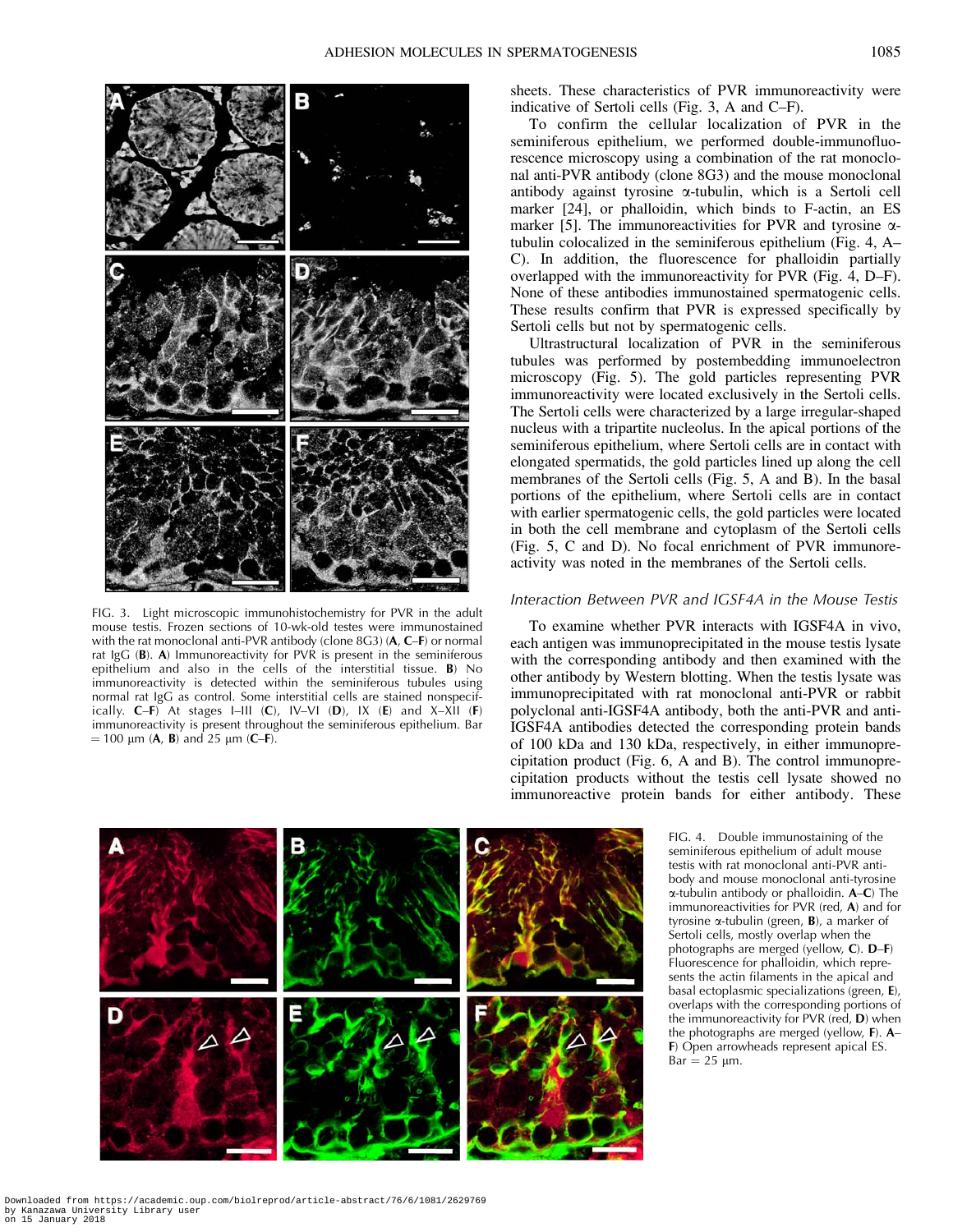sheets. These characteristics of PVR immunoreactivity were indicative of Sertoli cells (Fig. 3, A and C–F).

To confirm the cellular localization of PVR in the seminiferous epithelium, we performed double-immunofluorescence microscopy using a combination of the rat monoclonal anti-PVR antibody (clone 8G3) and the mouse monoclonal antibody against tyrosine α-tubulin, which is a Sertoli cell marker [24], or phalloidin, which binds to F-actin, an ES marker [5]. The immunoreactivities for PVR and tyrosine α-tubulin colocalized in the seminiferous epithelium (Fig. 4, A–C). In addition, the fluorescence for phalloidin partially overlapped with the immunoreactivity for PVR (Fig. 4, D–F). None of these antibodies immunostained spermatogenic cells. These results confirm that PVR is expressed specifically by Sertoli cells but not by spermatogenic cells.

Ultrastructural localization of PVR in the seminiferous tubules was performed by postembedding immunoelectron microscopy (Fig. 5). The gold particles representing PVR immunoreactivity were located exclusively in the Sertoli cells. The Sertoli cells were characterized by a large irregular-shaped nucleus with a tripartite nucleolus. In the apical portions of the seminiferous epithelium, where Sertoli cells are in contact with elongated spermatids, the gold particles lined up along the cell membranes of the Sertoli cells (Fig. 5, A and B). In the basal portions of the epithelium, where Sertoli cells are in contact with earlier spermatogenic cells, the gold particles were located in both the cell membrane and cytoplasm of the Sertoli cells (Fig. 5, C and D). No focal enrichment of PVR immunoreactivity was noted in the membranes of the Sertoli cells.

FIG. 3. Light microscopic immunohistochemistry for PVR in the adult mouse testis. Frozen sections of 10-wk-old testes were immunostained with the rat monoclonal anti-PVR antibody (clone 8G3) (**A**, **C**–**F**) or normal rat IgG (**B**). **A**) Immunoreactivity for PVR is present in the seminiferous epithelium and also in the cells of the interstitial tissue. **B**) No immunoreactivity is detected within the seminiferous tubules using normal rat IgG as control. Some interstitial cells are stained nonspecifically. **C**–**F**) At stages I–III (**C**), IV–VI (**D**), IX (**E**) and X–XII (**F**) immunoreactivity is present throughout the seminiferous epithelium. Bar = 100 μm (**A**, **B**) and 25 μm (**C**–**F**).

### *Interaction Between PVR and IGSF4A in the Mouse Testis*

To examine whether PVR interacts with IGSF4A in vivo, each antigen was immunoprecipitated in the mouse testis lysate with the corresponding antibody and then examined with the other antibody by Western blotting. When the testis lysate was immunoprecipitated with rat monoclonal anti-PVR or rabbit polyclonal anti-IGSF4A antibody, both the anti-PVR and anti-IGSF4A antibodies detected the corresponding protein bands of 100 kDa and 130 kDa, respectively, in either immunoprecipitation product (Fig. 6, A and B). The control immunoprecipitation products without the testis cell lysate showed no immunoreactive protein bands for either antibody. These

FIG. 4. Double immunostaining of the seminiferous epithelium of adult mouse testis with rat monoclonal anti-PVR antibody and mouse monoclonal anti-tyrosine α-tubulin antibody or phalloidin. **A**–**C**) The immunoreactivities for PVR (red, **A**) and for tyrosine α-tubulin (green, **B**), a marker of Sertoli cells, mostly overlap when the photographs are merged (yellow, **C**). **D**–**F**) Fluorescence for phalloidin, which represents the actin filaments in the apical and basal ectoplasmic specializations (green, **E**), overlaps with the corresponding portions of the immunoreactivity for PVR (red, **D**) when the photographs are merged (yellow, **F**). **A**–**F**) Open arrowheads represent apical ES. Bar = 25 μm.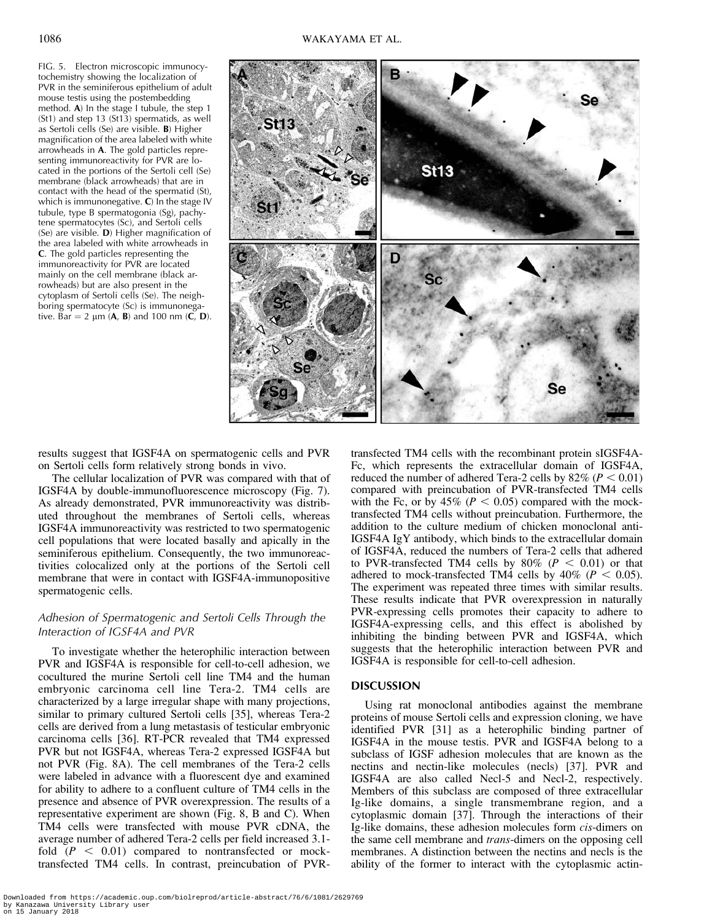FIG. 5. Electron microscopic immunocytochemistry showing the localization of PVR in the seminiferous epithelium of adult mouse testis using the postembedding method. **A**) In the stage I tubule, the step 1 (St1) and step 13 (St13) spermatids, as well as Sertoli cells (Se) are visible. **B**) Higher magnification of the area labeled with white arrowheads in **A**. The gold particles representing immunoreactivity for PVR are located in the portions of the Sertoli cell (Se) membrane (black arrowheads) that are in contact with the head of the spermatid (St), which is immunonegative. **C**) In the stage IV tubule, type B spermatogonia (Sg), pachytene spermatocytes (Sc), and Sertoli cells (Se) are visible. **D**) Higher magnification of the area labeled with white arrowheads in **C**. The gold particles representing the immunoreactivity for PVR are located mainly on the cell membrane (black arrowheads) but are also present in the cytoplasm of Sertoli cells (Se). The neighboring spermatocyte (Sc) is immunonegative. Bar = 2 μm (**A**, **B**) and 100 nm (**C**, **D**).

results suggest that IGSF4A on spermatogenic cells and PVR on Sertoli cells form relatively strong bonds in vivo.

The cellular localization of PVR was compared with that of IGSF4A by double-immunofluorescence microscopy (Fig. 7). As already demonstrated, PVR immunoreactivity was distributed throughout the membranes of Sertoli cells, whereas IGSF4A immunoreactivity was restricted to two spermatogenic cell populations that were located basally and apically in the seminiferous epithelium. Consequently, the two immunoreactivities colocalized only at the portions of the Sertoli cell membrane that were in contact with IGSF4A-immunopositive spermatogenic cells.

### *Adhesion of Spermatogenic and Sertoli Cells Through the Interaction of IGSF4A and PVR*

To investigate whether the heterophilic interaction between PVR and IGSF4A is responsible for cell-to-cell adhesion, we cocultured the murine Sertoli cell line TM4 and the human embryonic carcinoma cell line Tera-2. TM4 cells are characterized by a large irregular shape with many projections, similar to primary cultured Sertoli cells [35], whereas Tera-2 cells are derived from a lung metastasis of testicular embryonic carcinoma cells [36]. RT-PCR revealed that TM4 expressed PVR but not IGSF4A, whereas Tera-2 expressed IGSF4A but not PVR (Fig. 8A). The cell membranes of the Tera-2 cells were labeled in advance with a fluorescent dye and examined for ability to adhere to a confluent culture of TM4 cells in the presence and absence of PVR overexpression. The results of a representative experiment are shown (Fig. 8, B and C). When TM4 cells were transfected with mouse PVR cDNA, the average number of adhered Tera-2 cells per field increased 3.1-fold ($P < 0.01$) compared to nontransfected or mock-transfected TM4 cells. In contrast, preincubation of PVR-transfected TM4 cells with the recombinant protein sIGSF4A-Fc, which represents the extracellular domain of IGSF4A, reduced the number of adhered Tera-2 cells by 82% ($P < 0.01$) compared with preincubation of PVR-transfected TM4 cells with the Fc, or by 45% ($P < 0.05$) compared with the mock-transfected TM4 cells without preincubation. Furthermore, the addition to the culture medium of chicken monoclonal anti-IGSF4A IgY antibody, which binds to the extracellular domain of IGSF4A, reduced the numbers of Tera-2 cells that adhered to PVR-transfected TM4 cells by 80% ($P < 0.01$) or that adhered to mock-transfected TM4 cells by 40% ($P < 0.05$). The experiment was repeated three times with similar results. These results indicate that PVR overexpression in naturally PVR-expressing cells promotes their capacity to adhere to IGSF4A-expressing cells, and this effect is abolished by inhibiting the binding between PVR and IGSF4A, which suggests that the heterophilic interaction between PVR and IGSF4A is responsible for cell-to-cell adhesion.

## DISCUSSION

Using rat monoclonal antibodies against the membrane proteins of mouse Sertoli cells and expression cloning, we have identified PVR [31] as a heterophilic binding partner of IGSF4A in the mouse testis. PVR and IGSF4A belong to a subclass of IGSF adhesion molecules that are known as the nectins and nectin-like molecules (necls) [37]. PVR and IGSF4A are also called Necl-5 and Necl-2, respectively. Members of this subclass are composed of three extracellular Ig-like domains, a single transmembrane region, and a cytoplasmic domain [37]. Through the interactions of their Ig-like domains, these adhesion molecules form *cis*-dimers on the same cell membrane and *trans*-dimers on the opposing cell membranes. A distinction between the nectins and necls is the ability of the former to interact with the cytoplasmic actin-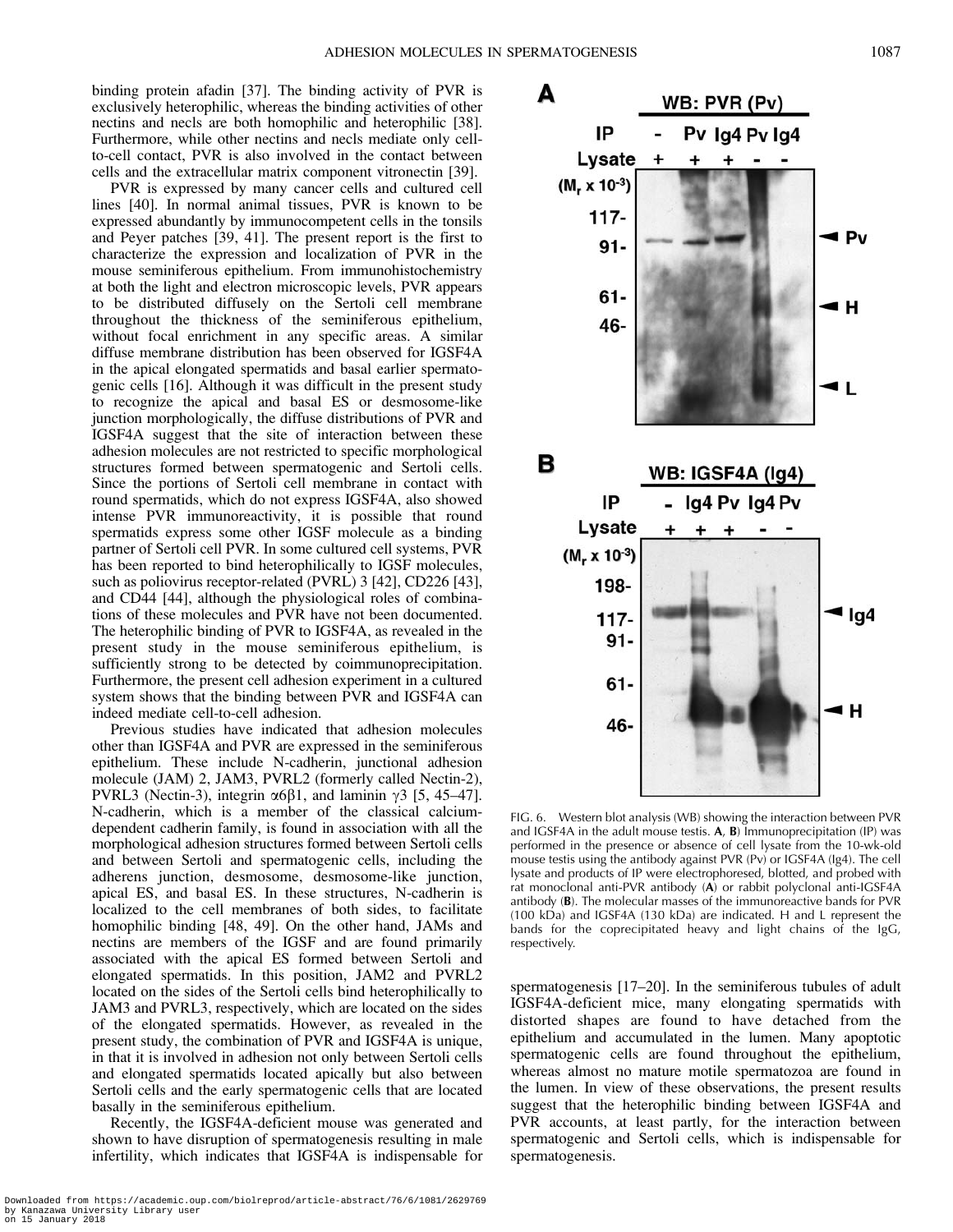binding protein afadin [37]. The binding activity of PVR is exclusively heterophilic, whereas the binding activities of other nectins and necls are both homophilic and heterophilic [38]. Furthermore, while other nectins and necls mediate only cell-to-cell contact, PVR is also involved in the contact between cells and the extracellular matrix component vitronectin [39].

PVR is expressed by many cancer cells and cultured cell lines [40]. In normal animal tissues, PVR is known to be expressed abundantly by immunocompetent cells in the tonsils and Peyer patches [39, 41]. The present report is the first to characterize the expression and localization of PVR in the mouse seminiferous epithelium. From immunohistochemistry at both the light and electron microscopic levels, PVR appears to be distributed diffusely on the Sertoli cell membrane throughout the thickness of the seminiferous epithelium, without focal enrichment in any specific areas. A similar diffuse membrane distribution has been observed for IGSF4A in the apical elongated spermatids and basal earlier spermatogenic cells [16]. Although it was difficult in the present study to recognize the apical and basal ES or desmosome-like junction morphologically, the diffuse distributions of PVR and IGSF4A suggest that the site of interaction between these adhesion molecules are not restricted to specific morphological structures formed between spermatogenic and Sertoli cells. Since the portions of Sertoli cell membrane in contact with round spermatids, which do not express IGSF4A, also showed intense PVR immunoreactivity, it is possible that round spermatids express some other IGSF molecule as a binding partner of Sertoli cell PVR. In some cultured cell systems, PVR has been reported to bind heterophilically to IGSF molecules, such as poliovirus receptor-related (PVRL) 3 [42], CD226 [43], and CD44 [44], although the physiological roles of combinations of these molecules and PVR have not been documented. The heterophilic binding of PVR to IGSF4A, as revealed in the present study in the mouse seminiferous epithelium, is sufficiently strong to be detected by coimmunoprecipitation. Furthermore, the present cell adhesion experiment in a cultured system shows that the binding between PVR and IGSF4A can indeed mediate cell-to-cell adhesion.

Previous studies have indicated that adhesion molecules other than IGSF4A and PVR are expressed in the seminiferous epithelium. These include N-cadherin, junctional adhesion molecule (JAM) 2, JAM3, PVRL2 (formerly called Nectin-2), PVRL3 (Nectin-3), integrin $\alpha6\beta1$, and laminin $\gamma3$ [5, 45–47]. N-cadherin, which is a member of the classical calcium-dependent cadherin family, is found in association with all the morphological adhesion structures formed between Sertoli cells and between Sertoli and spermatogenic cells, including the adherens junction, desmosome, desmosome-like junction, apical ES, and basal ES. In these structures, N-cadherin is localized to the cell membranes of both sides, to facilitate homophilic binding [48, 49]. On the other hand, JAMs and nectins are members of the IGSF and are found primarily associated with the apical ES formed between Sertoli and elongated spermatids. In this position, JAM2 and PVRL2 located on the sides of the Sertoli cells bind heterophilically to JAM3 and PVRL3, respectively, which are located on the sides of the elongated spermatids. However, as revealed in the present study, the combination of PVR and IGSF4A is unique, in that it is involved in adhesion not only between Sertoli cells and elongated spermatids located apically but also between Sertoli cells and the early spermatogenic cells that are located basally in the seminiferous epithelium.

Recently, the IGSF4A-deficient mouse was generated and shown to have disruption of spermatogenesis resulting in male infertility, which indicates that IGSF4A is indispensable for spermatogenesis [17–20]. In the seminiferous tubules of adult IGSF4A-deficient mice, many elongating spermatids with distorted shapes are found to have detached from the epithelium and accumulated in the lumen. Many apoptotic spermatogenic cells are found throughout the epithelium, whereas almost no mature motile spermatozoa are found in the lumen. In view of these observations, the present results suggest that the heterophilic binding between IGSF4A and PVR accounts, at least partly, for the interaction between spermatogenic and Sertoli cells, which is indispensable for spermatogenesis.

FIG. 6. Western blot analysis (WB) showing the interaction between PVR and IGSF4A in the adult mouse testis. **A**, **B**) Immunoprecipitation (IP) was performed in the presence or absence of cell lysate from the 10-wk-old mouse testis using the antibody against PVR (Pv) or IGSF4A (Ig4). The cell lysate and products of IP were electrophoresed, blotted, and probed with rat monoclonal anti-PVR antibody (**A**) or rabbit polyclonal anti-IGSF4A antibody (**B**). The molecular masses of the immunoreactive bands for PVR (100 kDa) and IGSF4A (130 kDa) are indicated. H and L represent the bands for the coprecipitated heavy and light chains of the IgG, respectively.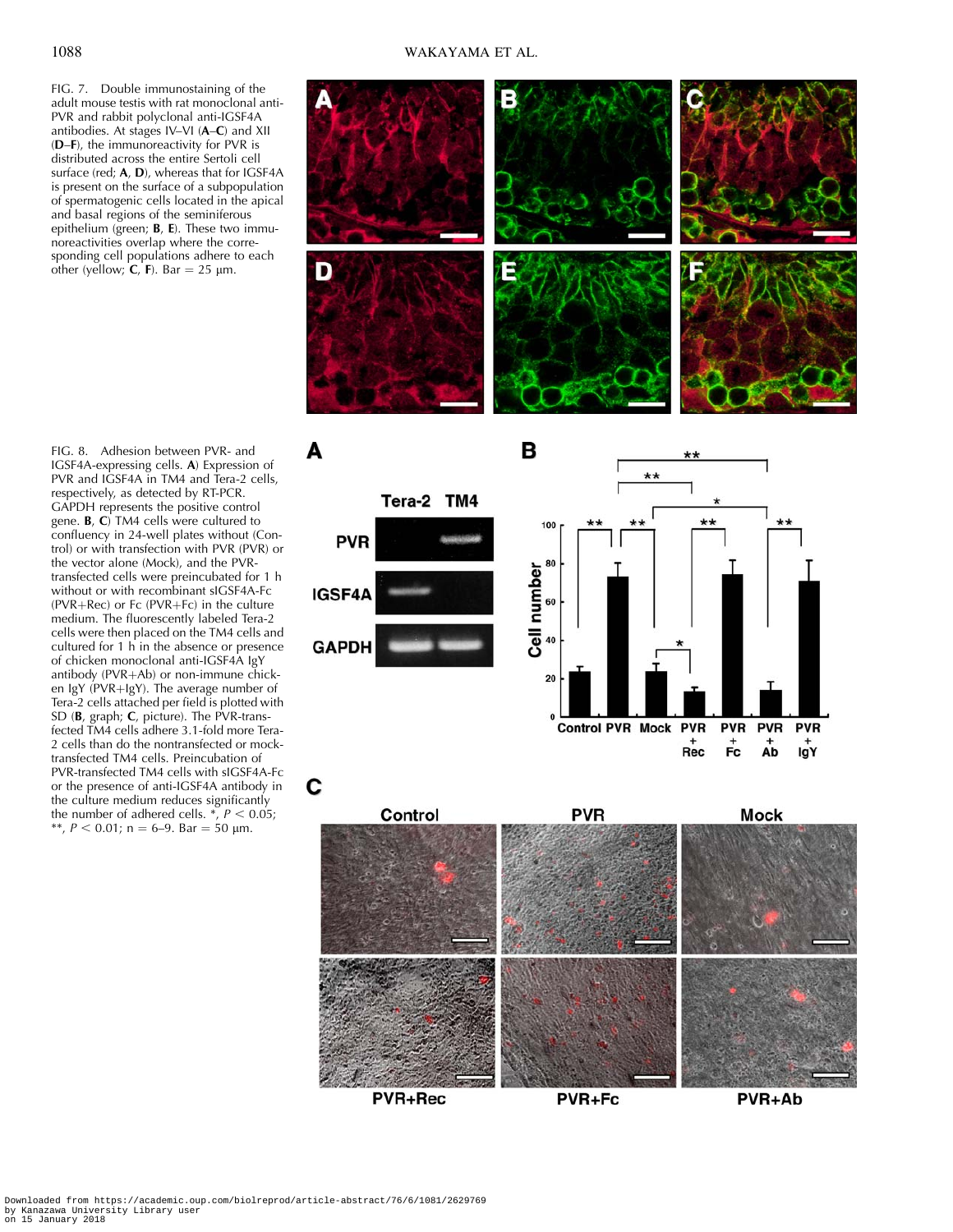FIG. 7. Double immunostaining of the adult mouse testis with rat monoclonal anti-PVR and rabbit polyclonal anti-IGSF4A antibodies. At stages IV–VI (**A**–**C**) and XII (**D**–**F**), the immunoreactivity for PVR is distributed across the entire Sertoli cell surface (red; **A**, **D**), whereas that for IGSF4A is present on the surface of a subpopulation of spermatogenic cells located in the apical and basal regions of the seminiferous epithelium (green; **B**, **E**). These two immunoreactivities overlap where the corresponding cell populations adhere to each other (yellow; **C**, **F**). Bar = 25 μm.

FIG. 8. Adhesion between PVR- and IGSF4A-expressing cells. **A**) Expression of PVR and IGSF4A in TM4 and Tera-2 cells, respectively, as detected by RT-PCR. GAPDH represents the positive control gene. **B**, **C**) TM4 cells were cultured to confluency in 24-well plates without (Control) or with transfection with PVR (PVR) or the vector alone (Mock), and the PVR-transfected cells were preincubated for 1 h without or with recombinant sIGSF4A-Fc (PVR+Rec) or Fc (PVR+Fc) in the culture medium. The fluorescently labeled Tera-2 cells were then placed on the TM4 cells and cultured for 1 h in the absence or presence of chicken monoclonal anti-IGSF4A IgY antibody (PVR+Ab) or non-immune chicken IgY (PVR+IgY). The average number of Tera-2 cells attached per field is plotted with SD (**B**, graph; **C**, picture). The PVR-transfected TM4 cells adhere 3.1-fold more Tera-2 cells than do the nontransfected or mock-transfected TM4 cells. Preincubation of PVR-transfected TM4 cells with sIGSF4A-Fc or the presence of anti-IGSF4A antibody in the culture medium reduces significantly the number of adhered cells. *, $P < 0.05$; **, $P < 0.01$; n = 6–9. Bar = 50 μm.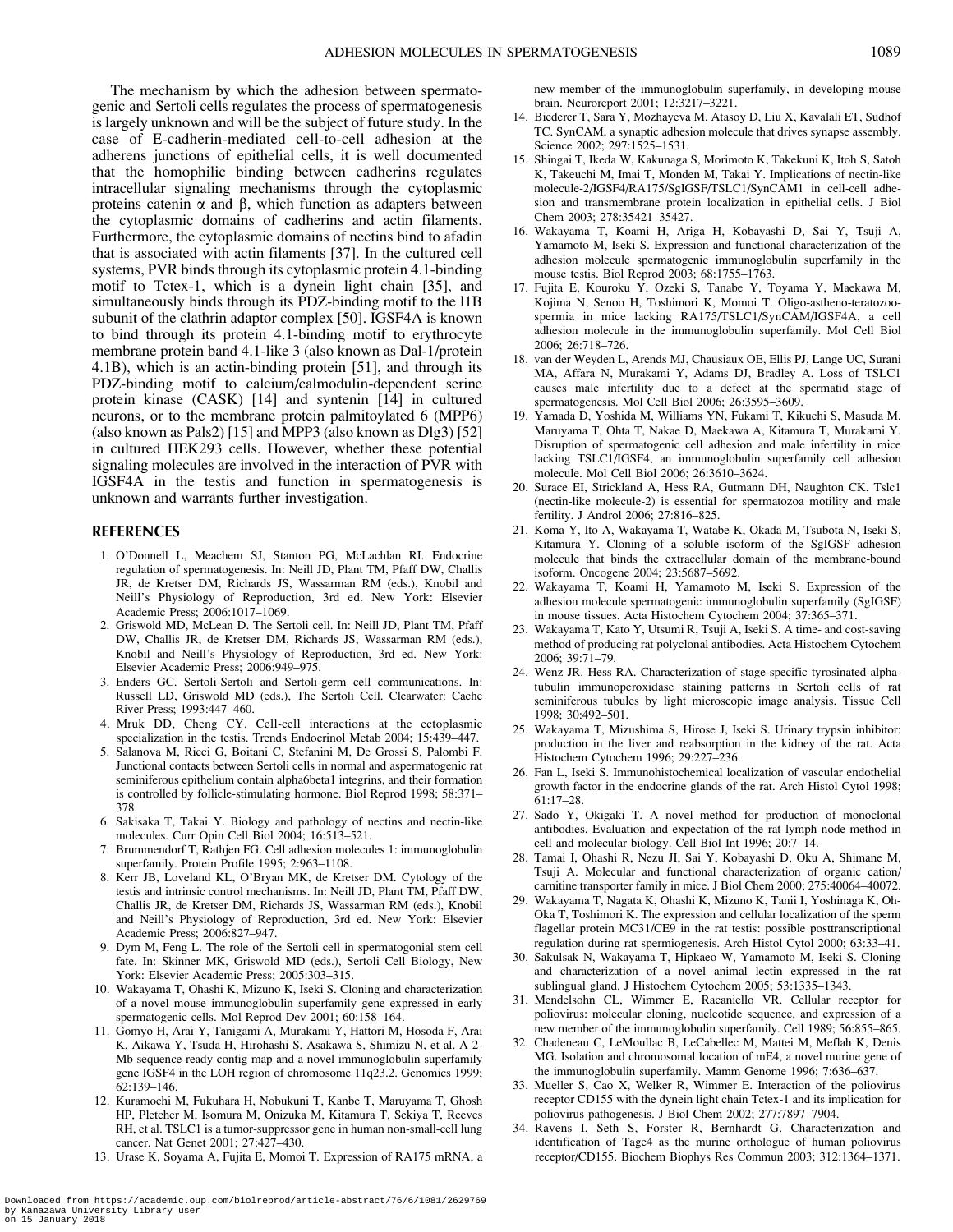The mechanism by which the adhesion between spermatogenic and Sertoli cells regulates the process of spermatogenesis is largely unknown and will be the subject of future study. In the case of E-cadherin-mediated cell-to-cell adhesion at the adherens junctions of epithelial cells, it is well documented that the homophilic binding between cadherins regulates intracellular signaling mechanisms through the cytoplasmic proteins catenin α and β, which function as adapters between the cytoplasmic domains of cadherins and actin filaments. Furthermore, the cytoplasmic domains of nectins bind to afadin that is associated with actin filaments [37]. In the cultured cell systems, PVR binds through its cytoplasmic protein 4.1-binding motif to Tctex-1, which is a dynein light chain [35], and simultaneously binds through its PDZ-binding motif to the l1B subunit of the clathrin adaptor complex [50]. IGSF4A is known to bind through its protein 4.1-binding motif to erythrocyte membrane protein band 4.1-like 3 (also known as Dal-1/protein 4.1B), which is an actin-binding protein [51], and through its PDZ-binding motif to calcium/calmodulin-dependent serine protein kinase (CASK) [14] and syntenin [14] in cultured neurons, or to the membrane protein palmitoylated 6 (MPP6) (also known as Pals2) [15] and MPP3 (also known as Dlg3) [52] in cultured HEK293 cells. However, whether these potential signaling molecules are involved in the interaction of PVR with IGSF4A in the testis and function in spermatogenesis is unknown and warrants further investigation.

## REFERENCES

1. O'Donnell L, Meachem SJ, Stanton PG, McLachlan RI. Endocrine regulation of spermatogenesis. In: Neill JD, Plant TM, Pfaff DW, Challis JR, de Kretser DM, Richards JS, Wassarman RM (eds.), Knobil and Neill's Physiology of Reproduction, 3rd ed. New York: Elsevier Academic Press; 2006:1017–1069.
2. Griswold MD, McLean D. The Sertoli cell. In: Neill JD, Plant TM, Pfaff DW, Challis JR, de Kretser DM, Richards JS, Wassarman RM (eds.), Knobil and Neill's Physiology of Reproduction, 3rd ed. New York: Elsevier Academic Press; 2006:949–975.
3. Enders GC. Sertoli-Sertoli and Sertoli-germ cell communications. In: Russell LD, Griswold MD (eds.), The Sertoli Cell. Clearwater: Cache River Press; 1993:447–460.
4. Mruk DD, Cheng CY. Cell-cell interactions at the ectoplasmic specialization in the testis. Trends Endocrinol Metab 2004; 15:439–447.
5. Salanova M, Ricci G, Boitani C, Stefanini M, De Grossi S, Palombi F. Junctional contacts between Sertoli cells in normal and aspermatogenic rat seminiferous epithelium contain alpha6beta1 integrins, and their formation is controlled by follicle-stimulating hormone. Biol Reprod 1998; 58:371–378.
6. Sakisaka T, Takai Y. Biology and pathology of nectins and nectin-like molecules. Curr Opin Cell Biol 2004; 16:513–521.
7. Brummendorf T, Rathjen FG. Cell adhesion molecules 1: immunoglobulin superfamily. Protein Profile 1995; 2:963–1108.
8. Kerr JB, Loveland KL, O'Bryan MK, de Kretser DM. Cytology of the testis and intrinsic control mechanisms. In: Neill JD, Plant TM, Pfaff DW, Challis JR, de Kretser DM, Richards JS, Wassarman RM (eds.), Knobil and Neill's Physiology of Reproduction, 3rd ed. New York: Elsevier Academic Press; 2006:827–947.
9. Dym M, Feng L. The role of the Sertoli cell in spermatogonial stem cell fate. In: Skinner MK, Griswold MD (eds.), Sertoli Cell Biology, New York: Elsevier Academic Press; 2005:303–315.
10. Wakayama T, Ohashi K, Mizuno K, Iseki S. Cloning and characterization of a novel mouse immunoglobulin superfamily gene expressed in early spermatogenic cells. Mol Reprod Dev 2001; 60:158–164.
11. Gomyo H, Arai Y, Tanigami A, Murakami Y, Hattori M, Hosoda F, Arai K, Aikawa Y, Tsuda H, Hirohashi S, Asakawa S, Shimizu N, et al. A 2-Mb sequence-ready contig map and a novel immunoglobulin superfamily gene IGSF4 in the LOH region of chromosome 11q23.2. Genomics 1999; 62:139–146.
12. Kuramochi M, Fukuhara H, Nobukuni T, Kanbe T, Maruyama T, Ghosh HP, Pletcher M, Isomura M, Onizuka M, Kitamura T, Sekiya T, Reeves RH, et al. TSLC1 is a tumor-suppressor gene in human non-small-cell lung cancer. Nat Genet 2001; 27:427–430.
13. Urase K, Soyama A, Fujita E, Momoi T. Expression of RA175 mRNA, a new member of the immunoglobulin superfamily, in developing mouse brain. Neuroreport 2001; 12:3217–3221.
14. Biederer T, Sara Y, Mozhayeva M, Atasoy D, Liu X, Kavalali ET, Sudhof TC. SynCAM, a synaptic adhesion molecule that drives synapse assembly. Science 2002; 297:1525–1531.
15. Shingai T, Ikeda W, Kakunaga S, Morimoto K, Takekuni K, Itoh S, Satoh K, Takeuchi M, Imai T, Monden M, Takai Y. Implications of nectin-like molecule-2/IGSF4/RA175/SgIGSF/TSLC1/SynCAM1 in cell-cell adhesion and transmembrane protein localization in epithelial cells. J Biol Chem 2003; 278:35421–35427.
16. Wakayama T, Koami H, Ariga H, Kobayashi D, Sai Y, Tsuji A, Yamamoto M, Iseki S. Expression and functional characterization of the adhesion molecule spermatogenic immunoglobulin superfamily in the mouse testis. Biol Reprod 2003; 68:1755–1763.
17. Fujita E, Kouroku Y, Ozeki S, Tanabe Y, Toyama Y, Maekawa M, Kojima N, Senoo H, Toshimori K, Momoi T. Oligo-astheno-teratozoospermia in mice lacking RA175/TSLC1/SynCAM/IGSF4A, a cell adhesion molecule in the immunoglobulin superfamily. Mol Cell Biol 2006; 26:718–726.
18. van der Weyden L, Arends MJ, Chausiaux OE, Ellis PJ, Lange UC, Surani MA, Affara N, Murakami Y, Adams DJ, Bradley A. Loss of TSLC1 causes male infertility due to a defect at the spermatid stage of spermatogenesis. Mol Cell Biol 2006; 26:3595–3609.
19. Yamada D, Yoshida M, Williams YN, Fukami T, Kikuchi S, Masuda M, Maruyama T, Ohta T, Nakae D, Maekawa A, Kitamura T, Murakami Y. Disruption of spermatogenic cell adhesion and male infertility in mice lacking TSLC1/IGSF4, an immunoglobulin superfamily cell adhesion molecule. Mol Cell Biol 2006; 26:3610–3624.
20. Surace EI, Strickland A, Hess RA, Gutmann DH, Naughton CK. Tslc1 (nectin-like molecule-2) is essential for spermatozoa motility and male fertility. J Androl 2006; 27:816–825.
21. Koma Y, Ito A, Wakayama T, Watabe K, Okada M, Tsubota N, Iseki S, Kitamura Y. Cloning of a soluble isoform of the SgIGSF adhesion molecule that binds the extracellular domain of the membrane-bound isoform. Oncogene 2004; 23:5687–5692.
22. Wakayama T, Koami H, Yamamoto M, Iseki S. Expression of the adhesion molecule spermatogenic immunoglobulin superfamily (SgIGSF) in mouse tissues. Acta Histochem Cytochem 2004; 37:365–371.
23. Wakayama T, Kato Y, Utsumi R, Tsuji A, Iseki S. A time- and cost-saving method of producing rat polyclonal antibodies. Acta Histochem Cytochem 2006; 39:71–79.
24. Wenz JR. Hess RA. Characterization of stage-specific tyrosinated alpha-tubulin immunoperoxidase staining patterns in Sertoli cells of rat seminiferous tubules by light microscopic image analysis. Tissue Cell 1998; 30:492–501.
25. Wakayama T, Mizushima S, Hirose J, Iseki S. Urinary trypsin inhibitor: production in the liver and reabsorption in the kidney of the rat. Acta Histochem Cytochem 1996; 29:227–236.
26. Fan L, Iseki S. Immunohistochemical localization of vascular endothelial growth factor in the endocrine glands of the rat. Arch Histol Cytol 1998; 61:17–28.
27. Sado Y, Okigaki T. A novel method for production of monoclonal antibodies. Evaluation and expectation of the rat lymph node method in cell and molecular biology. Cell Biol Int 1996; 20:7–14.
28. Tamai I, Ohashi R, Nezu JI, Sai Y, Kobayashi D, Oku A, Shimane M, Tsuji A. Molecular and functional characterization of organic cation/carnitine transporter family in mice. J Biol Chem 2000; 275:40064–40072.
29. Wakayama T, Nagata K, Ohashi K, Mizuno K, Tanii I, Yoshinaga K, Oh-Oka T, Toshimori K. The expression and cellular localization of the sperm flagellar protein MC31/CE9 in the rat testis: possible posttranscriptional regulation during rat spermiogenesis. Arch Histol Cytol 2000; 63:33–41.
30. Sakulsak N, Wakayama T, Hipkaeo W, Yamamoto M, Iseki S. Cloning and characterization of a novel animal lectin expressed in the rat sublingual gland. J Histochem Cytochem 2005; 53:1335–1343.
31. Mendelsohn CL, Wimmer E, Racaniello VR. Cellular receptor for poliovirus: molecular cloning, nucleotide sequence, and expression of a new member of the immunoglobulin superfamily. Cell 1989; 56:855–865.
32. Chadeneau C, LeMoullac B, LeCabellec M, Mattei M, Meflah K, Denis MG. Isolation and chromosomal location of mE4, a novel murine gene of the immunoglobulin superfamily. Mamm Genome 1996; 7:636–637.
33. Mueller S, Cao X, Welker R, Wimmer E. Interaction of the poliovirus receptor CD155 with the dynein light chain Tctex-1 and its implication for poliovirus pathogenesis. J Biol Chem 2002; 277:7897–7904.
34. Ravens I, Seth S, Forster R, Bernhardt G. Characterization and identification of Tage4 as the murine orthologue of human poliovirus receptor/CD155. Biochem Biophys Res Commun 2003; 312:1364–1371.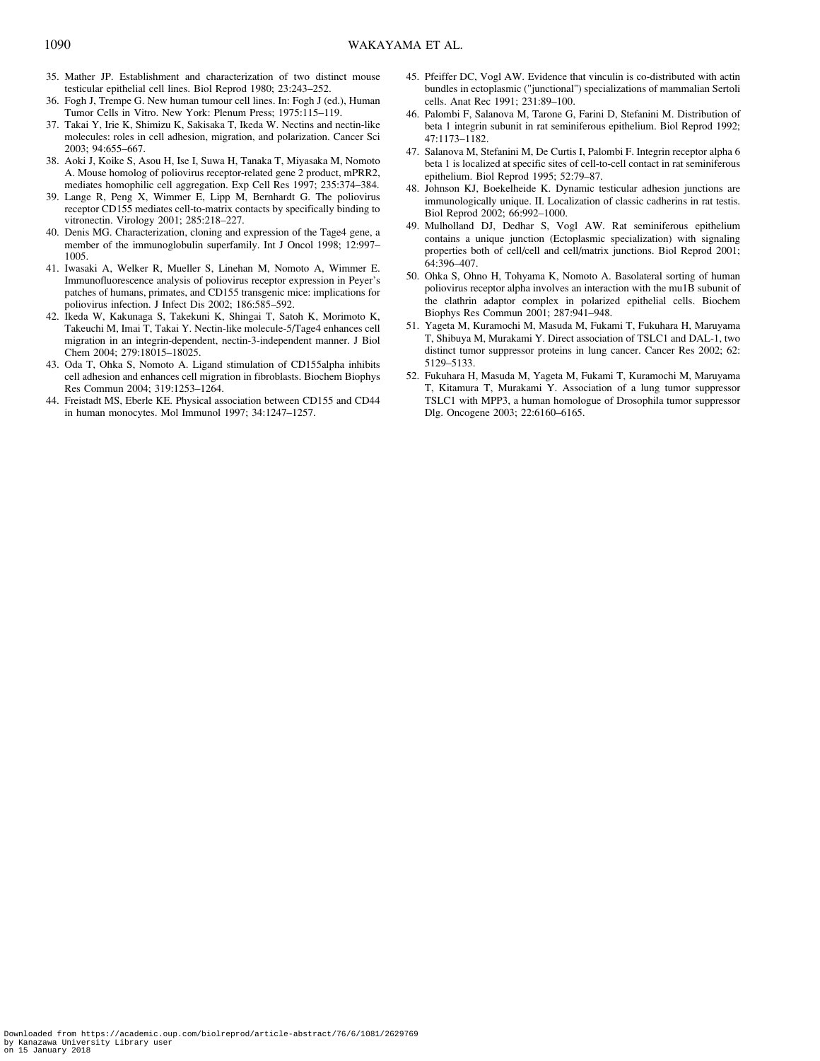35. Mather JP. Establishment and characterization of two distinct mouse testicular epithelial cell lines. Biol Reprod 1980; 23:243–252.
36. Fogh J, Trempe G. New human tumour cell lines. In: Fogh J (ed.), Human Tumor Cells in Vitro. New York: Plenum Press; 1975:115–119.
37. Takai Y, Irie K, Shimizu K, Sakisaka T, Ikeda W. Nectins and nectin-like molecules: roles in cell adhesion, migration, and polarization. Cancer Sci 2003; 94:655–667.
38. Aoki J, Koike S, Asou H, Ise I, Suwa H, Tanaka T, Miyasaka M, Nomoto A. Mouse homolog of poliovirus receptor-related gene 2 product, mPRR2, mediates homophilic cell aggregation. Exp Cell Res 1997; 235:374–384.
39. Lange R, Peng X, Wimmer E, Lipp M, Bernhardt G. The poliovirus receptor CD155 mediates cell-to-matrix contacts by specifically binding to vitronectin. Virology 2001; 285:218–227.
40. Denis MG. Characterization, cloning and expression of the Tage4 gene, a member of the immunoglobulin superfamily. Int J Oncol 1998; 12:997–1005.
41. Iwasaki A, Welker R, Mueller S, Linehan M, Nomoto A, Wimmer E. Immunofluorescence analysis of poliovirus receptor expression in Peyer's patches of humans, primates, and CD155 transgenic mice: implications for poliovirus infection. J Infect Dis 2002; 186:585–592.
42. Ikeda W, Kakunaga S, Takekuni K, Shingai T, Satoh K, Morimoto K, Takeuchi M, Imai T, Takai Y. Nectin-like molecule-5/Tage4 enhances cell migration in an integrin-dependent, nectin-3-independent manner. J Biol Chem 2004; 279:18015–18025.
43. Oda T, Ohka S, Nomoto A. Ligand stimulation of CD155alpha inhibits cell adhesion and enhances cell migration in fibroblasts. Biochem Biophys Res Commun 2004; 319:1253–1264.
44. Freistadt MS, Eberle KE. Physical association between CD155 and CD44 in human monocytes. Mol Immunol 1997; 34:1247–1257.
45. Pfeiffer DC, Vogl AW. Evidence that vinculin is co-distributed with actin bundles in ectoplasmic ("junctional") specializations of mammalian Sertoli cells. Anat Rec 1991; 231:89–100.
46. Palombi F, Salanova M, Tarone G, Farini D, Stefanini M. Distribution of beta 1 integrin subunit in rat seminiferous epithelium. Biol Reprod 1992; 47:1173–1182.
47. Salanova M, Stefanini M, De Curtis I, Palombi F. Integrin receptor alpha 6 beta 1 is localized at specific sites of cell-to-cell contact in rat seminiferous epithelium. Biol Reprod 1995; 52:79–87.
48. Johnson KJ, Boekelheide K. Dynamic testicular adhesion junctions are immunologically unique. II. Localization of classic cadherins in rat testis. Biol Reprod 2002; 66:992–1000.
49. Mulholland DJ, Dedhar S, Vogl AW. Rat seminiferous epithelium contains a unique junction (Ectoplasmic specialization) with signaling properties both of cell/cell and cell/matrix junctions. Biol Reprod 2001; 64:396–407.
50. Ohka S, Ohno H, Tohyama K, Nomoto A. Basolateral sorting of human poliovirus receptor alpha involves an interaction with the mu1B subunit of the clathrin adaptor complex in polarized epithelial cells. Biochem Biophys Res Commun 2001; 287:941–948.
51. Yageta M, Kuramochi M, Masuda M, Fukami T, Fukuhara H, Maruyama T, Shibuya M, Murakami Y. Direct association of TSLC1 and DAL-1, two distinct tumor suppressor proteins in lung cancer. Cancer Res 2002; 62:5129–5133.
52. Fukuhara H, Masuda M, Yageta M, Fukami T, Kuramochi M, Maruyama T, Kitamura T, Murakami Y. Association of a lung tumor suppressor TSLC1 with MPP3, a human homologue of Drosophila tumor suppressor Dlg. Oncogene 2003; 22:6160–6165.